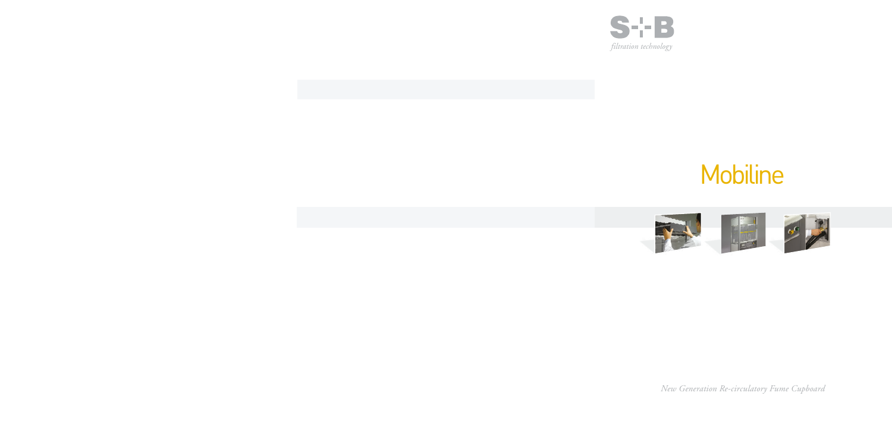S+B

*filtration technology*

# Mobiline

*New Generation Re-circulatory Fume Cupboard*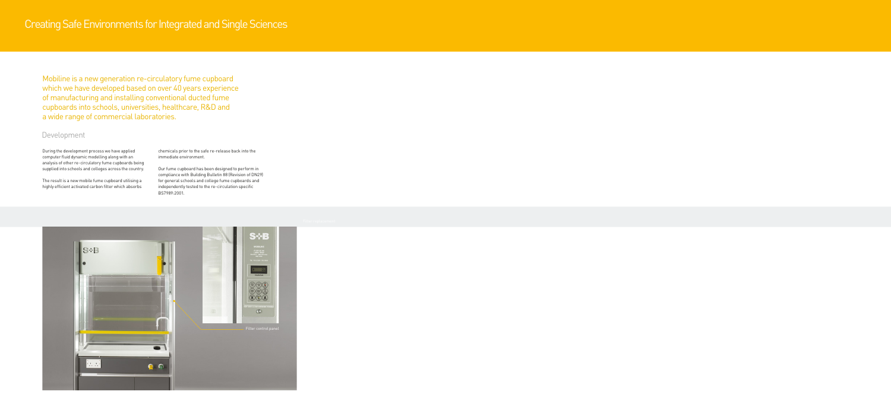# Creating Safe Environments for Integrated and Single Sciences

Mobiline is a new generation re-circulatory fume cupboard which we have developed based on over 40 years experience of manufacturing and installing conventional ducted fume cupboards into schools, universities, healthcare, R&D and a wide range of commercial laboratories.

## Development

During the development process we have applied computer fluid dynamic modelling along with an analysis of other re-circulatory fume cupboards being supplied into schools and colleges across the country.

The result is a new mobile fume cupboard utilising a highly efficient activated carbon filter which absorbs chemicals prior to the safe re-release back into the immediate environment.

Our fume cupboard has been designed to perform in compliance with Building Bulletin 88 (Revision of DN29) for general schools and college fume cupboards and independently tested to the re-circulation specific BS7989:2001.

Filter control panel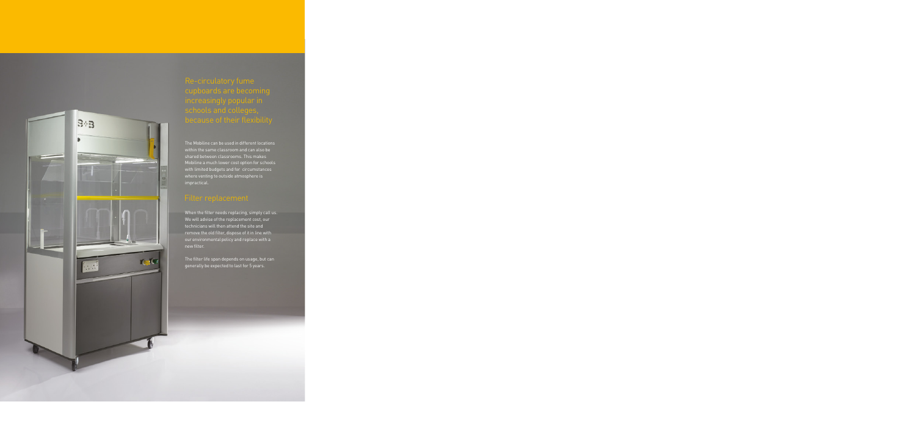## Re-circulatory fume cupboards are becoming increasingly popular in schools and colleges, because of their flexibility

The Mobiline can be used in different locations within the same classroom and can also be shared between classrooms. This makes Mobiline a much lower cost option for schools with limited budgets and for circumstances where venting to outside atmosphere is impractical.

## Filter replacement

When the filter needs replacing, simply call us. We will advise of the replacement cost, our technicians will then attend the site and remove the old filter, dispose of it in line with our environmental policy and replace with a new filter.

The filter life span depends on usage, but can generally be expected to last for 5 years.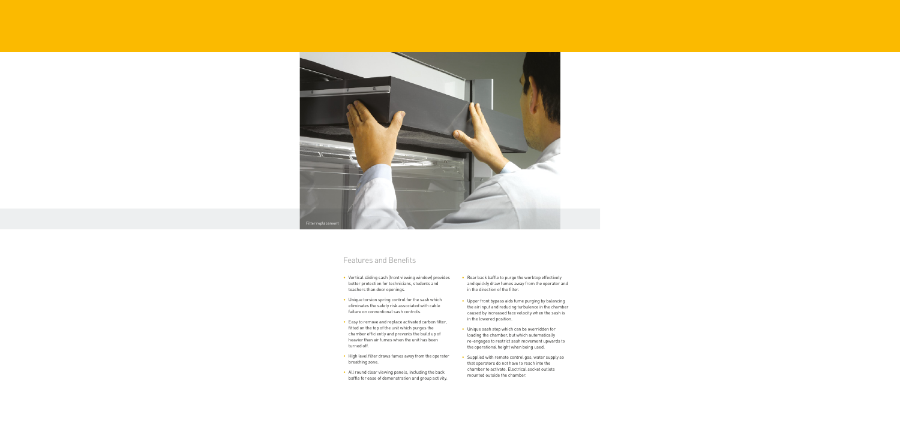Filter replacement

## Features and Benefits

- Vertical sliding sash (front viewing window) provides better protection for technicians, students and teachers than door openings.
- Unique torsion spring control for the sash which eliminates the safety risk associated with cable failure on conventional sash controls.
- Easy to remove and replace activated carbon filter, fitted on the top of the unit which purges the chamber efficiently and prevents the build up of heavier than air fumes when the unit has been turned off.
- High level filter draws fumes away from the operator breathing zone.
- All round clear viewing panels, including the back baffle for ease of demonstration and group activity.
- Rear back baffle to purge the worktop effectively and quickly draw fumes away from the operator and in the direction of the filter.
- Upper front bypass aids fume purging by balancing the air input and reducing turbulence in the chamber caused by increased face velocity when the sash is in the lowered position.
- Unique sash stop which can be overridden for loading the chamber, but which automatically re-engages to restrict sash movement upwards to the operational height when being used.
- Supplied with remote control gas, water supply so that operators do not have to reach into the chamber to activate. Electrical socket outlets mounted outside the chamber.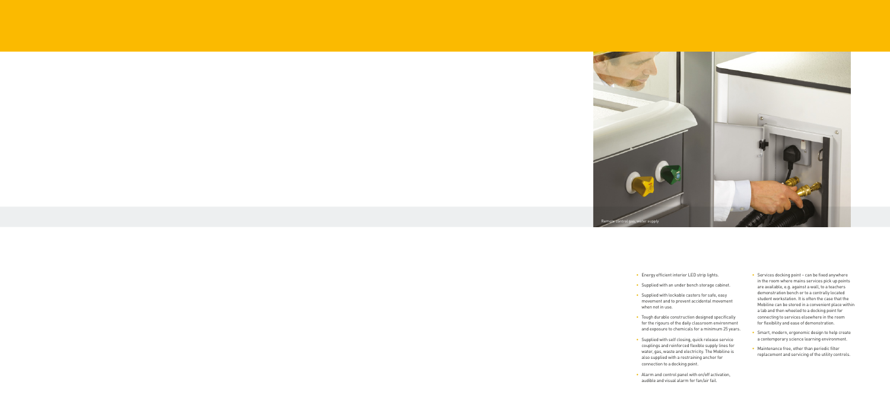Remote control gas, water supply

- Energy efficient interior LED strip lights.
- Supplied with an under bench storage cabinet.
- Supplied with lockable casters for safe, easy movement and to prevent accidental movement when not in use.
- Tough durable construction designed specifically for the rigours of the daily classroom environment and exposure to chemicals for a minimum 25 years.
- Supplied with self closing, quick release service couplings and reinforced flexible supply lines for water, gas, waste and electricity. The Mobiline is also supplied with a restraining anchor for connection to a docking point.
- Alarm and control panel with on/off activation, audible and visual alarm for fan/air fail.
- Services docking point – can be fixed anywhere in the room where mains services pick up points are available, e.g. against a wall, to a teachers demonstration bench or to a centrally located student workstation. It is often the case that the Mobiline can be stored in a convenient place within a lab and then wheeled to a docking point for connecting to services elsewhere in the room for flexibility and ease of demonstration.
- Smart, modern, ergonomic design to help create a contemporary science learning environment.
- Maintenance free, other than periodic filter replacement and servicing of the utility controls.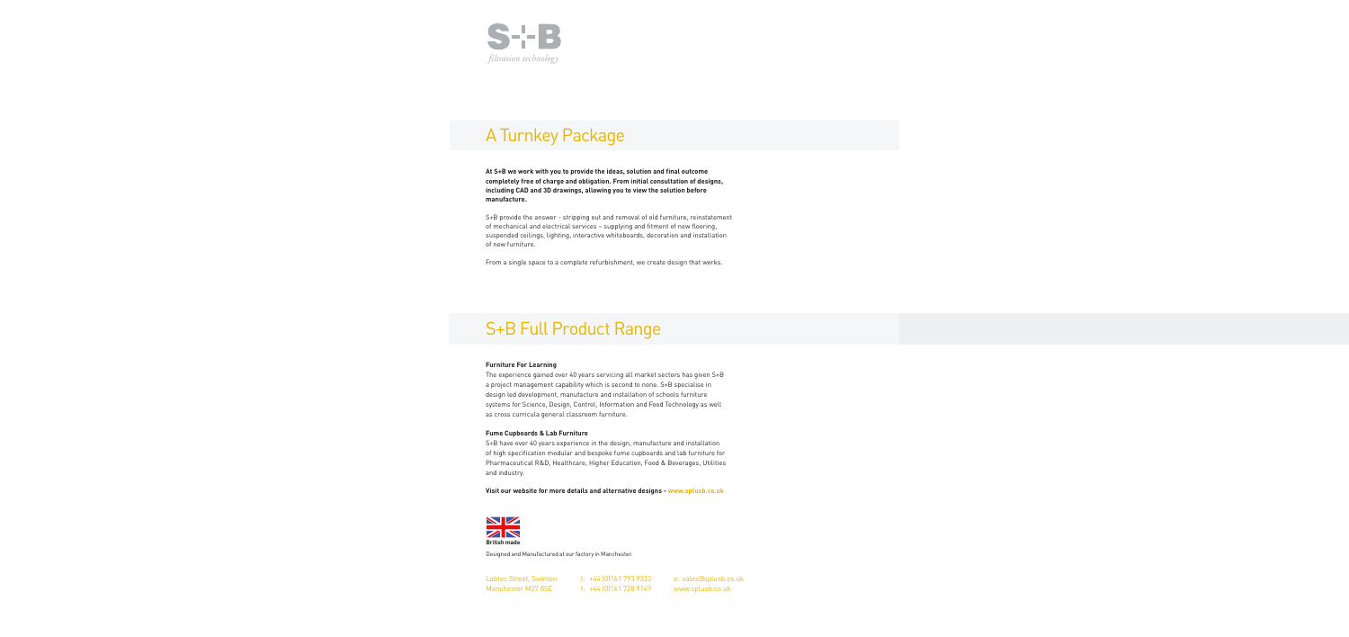S+B

*filtration technology*

## A Turnkey Package

**At S+B we work with you to provide the ideas, solution and final outcome completely free of charge and obligation. From initial consultation of designs, including CAD and 3D drawings, allowing you to view the solution before manufacture.**

S+B provide the answer - stripping out and removal of old furniture, reinstatement of mechanical and electrical services – supplying and fitment of new flooring, suspended ceilings, lighting, interactive whiteboards, decoration and installation of new furniture.

From a single space to a complete refurbishment, we create design that works.

## S+B Full Product Range

**Furniture For Learning**

The experience gained over 40 years servicing all market sectors has given S+B a project management capability which is second to none. S+B specialise in design led development, manufacture and installation of schools furniture systems for Science, Design, Control, Information and Food Technology as well as cross curricula general classroom furniture.

**Fume Cupboards & Lab Furniture**

S+B have over 40 years experience in the design, manufacture and installation of high specification modular and bespoke fume cupboards and lab furniture for Pharmaceutical R&D, Healthcare, Higher Education, Food & Beverages, Utilities and industry.

**Visit our website for more details and alternative designs - www.splusb.co.uk**

**British made**

Designed and Manufactured at our factory in Manchester.

Labtec Street, Swinton
Manchester M27 8SE

t: +44 (0)161 793 9333
f: +44 (0)161 728 9149

e: sales@splusb.co.uk
www.splusb.co.uk